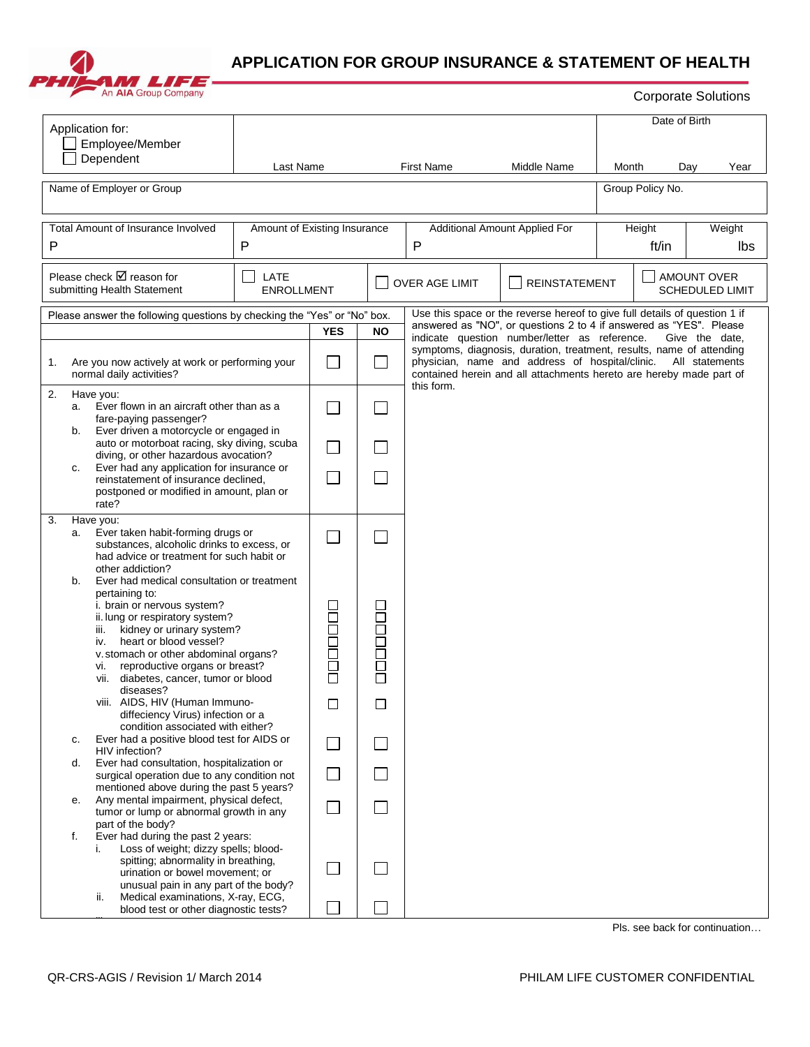PHILAM LIFE
An AIA Group Company

# APPLICATION FOR GROUP INSURANCE & STATEMENT OF HEALTH

Corporate Solutions

| Application for: ☐ Employee/Member ☐ Dependent | Last Name | First Name | Middle Name | Date of Birth: Month | Day | Year |
|---|---|---|---|---|---|---|

| Name of Employer or Group | Group Policy No. |
|---|---|
| | |

| Total Amount of Insurance Involved | Amount of Existing Insurance | Additional Amount Applied For | Height | Weight |
|---|---|---|---|---|
| P | P | P | ft/in | lbs |

| Please check ☑ reason for submitting Health Statement | ☐ LATE ENROLLMENT | ☐ OVER AGE LIMIT | ☐ REINSTATEMENT | ☐ AMOUNT OVER SCHEDULED LIMIT |
|---|---|---|---|---|

Please answer the following questions by checking the "Yes" or "No" box.

| Question | YES | NO |
|---|---|---|
| 1. Are you now actively at work or performing your normal daily activities? | ☐ | ☐ |
| 2. Have you: | | |
| a. Ever flown in an aircraft other than as a fare-paying passenger? | ☐ | ☐ |
| b. Ever driven a motorcycle or engaged in auto or motorboat racing, sky diving, scuba diving, or other hazardous avocation? | ☐ | ☐ |
| c. Ever had any application for insurance or reinstatement of insurance declined, postponed or modified in amount, plan or rate? | ☐ | ☐ |
| 3. Have you: | | |
| a. Ever taken habit-forming drugs or substances, alcoholic drinks to excess, or had advice or treatment for such habit or other addiction? | ☐ | ☐ |
| b. Ever had medical consultation or treatment pertaining to: | | |
| i. brain or nervous system? | ☐ | ☐ |
| ii. lung or respiratory system? | ☐ | ☐ |
| iii. kidney or urinary system? | ☐ | ☐ |
| iv. heart or blood vessel? | ☐ | ☐ |
| v. stomach or other abdominal organs? | ☐ | ☐ |
| vi. reproductive organs or breast? | ☐ | ☐ |
| vii. diabetes, cancer, tumor or blood diseases? | ☐ | ☐ |
| viii. AIDS, HIV (Human Immuno-diffeciency Virus) infection or a condition associated with either? | ☐ | ☐ |
| c. Ever had a positive blood test for AIDS or HIV infection? | ☐ | ☐ |
| d. Ever had consultation, hospitalization or surgical operation due to any condition not mentioned above during the past 5 years? | ☐ | ☐ |
| e. Any mental impairment, physical defect, tumor or lump or abnormal growth in any part of the body? | ☐ | ☐ |
| f. Ever had during the past 2 years: | | |
| i. Loss of weight; dizzy spells; blood-spitting; abnormality in breathing, urination or bowel movement; or unusual pain in any part of the body? | ☐ | ☐ |
| ii. Medical examinations, X-ray, ECG, blood test or other diagnostic tests? | ☐ | ☐ |

Use this space or the reverse hereof to give full details of question 1 if answered as "NO", or questions 2 to 4 if answered as "YES". Please indicate question number/letter as reference. Give the date, symptoms, diagnosis, duration, treatment, results, name of attending physician, name and address of hospital/clinic. All statements contained herein and all attachments hereto are hereby made part of this form.

Pls. see back for continuation…

QR-CRS-AGIS / Revision 1/ March 2014

PHILAM LIFE CUSTOMER CONFIDENTIAL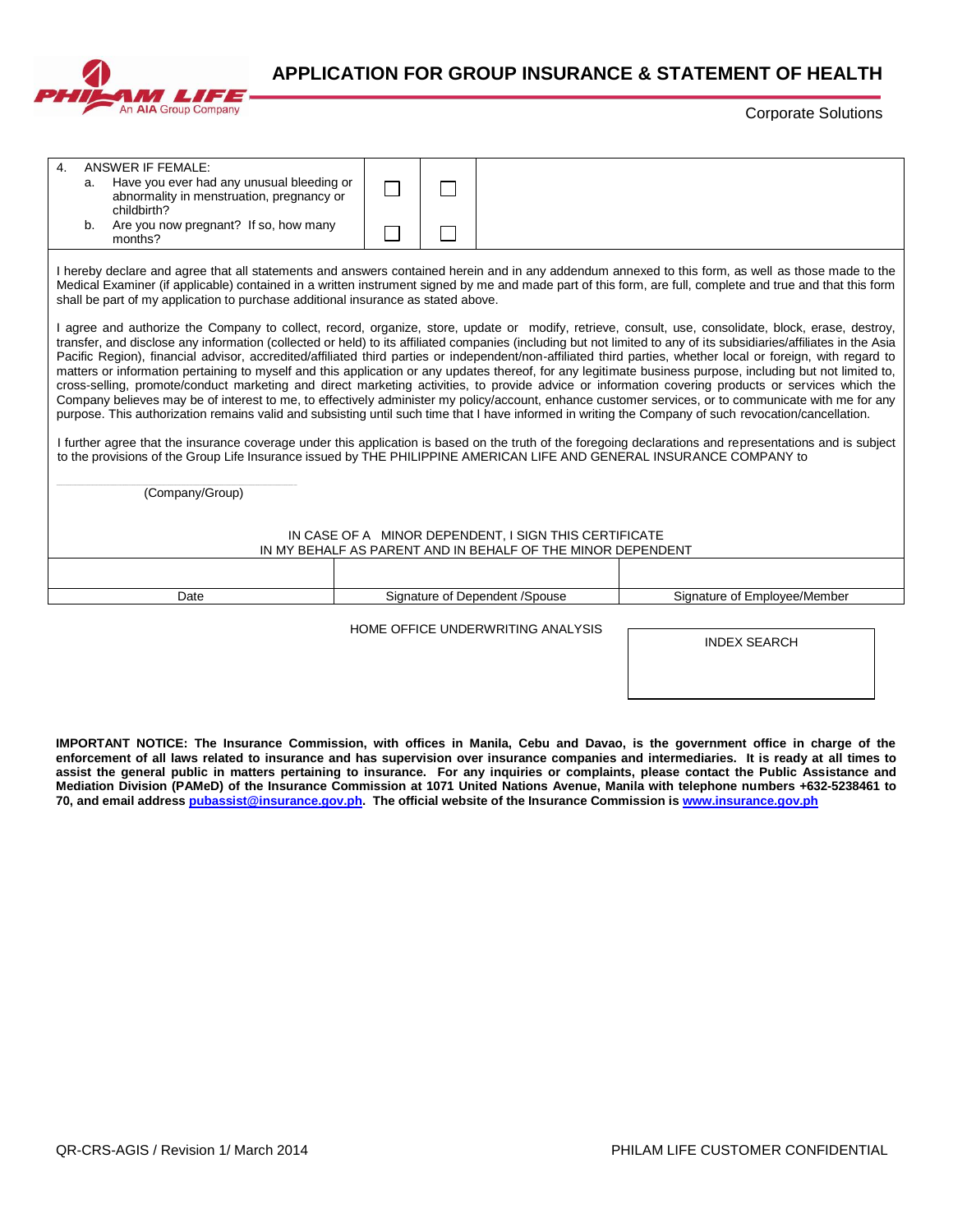# APPLICATION FOR GROUP INSURANCE & STATEMENT OF HEALTH

Corporate Solutions

| | | | |
|---|---|---|---|
| 4. ANSWER IF FEMALE:<br>a. Have you ever had any unusual bleeding or abnormality in menstruation, pregnancy or childbirth?<br>b. Are you now pregnant? If so, how many months? | ☐<br><br>☐ | ☐<br><br>☐ | |

I hereby declare and agree that all statements and answers contained herein and in any addendum annexed to this form, as well as those made to the Medical Examiner (if applicable) contained in a written instrument signed by me and made part of this form, are full, complete and true and that this form shall be part of my application to purchase additional insurance as stated above.

I agree and authorize the Company to collect, record, organize, store, update or modify, retrieve, consult, use, consolidate, block, erase, destroy, transfer, and disclose any information (collected or held) to its affiliated companies (including but not limited to any of its subsidiaries/affiliates in the Asia Pacific Region), financial advisor, accredited/affiliated third parties or independent/non-affiliated third parties, whether local or foreign, with regard to matters or information pertaining to myself and this application or any updates thereof, for any legitimate business purpose, including but not limited to, cross-selling, promote/conduct marketing and direct marketing activities, to provide advice or information covering products or services which the Company believes may be of interest to me, to effectively administer my policy/account, enhance customer services, or to communicate with me for any purpose. This authorization remains valid and subsisting until such time that I have informed in writing the Company of such revocation/cancellation.

I further agree that the insurance coverage under this application is based on the truth of the foregoing declarations and representations and is subject to the provisions of the Group Life Insurance issued by THE PHILIPPINE AMERICAN LIFE AND GENERAL INSURANCE COMPANY to

(Company/Group)

IN CASE OF A MINOR DEPENDENT, I SIGN THIS CERTIFICATE
IN MY BEHALF AS PARENT AND IN BEHALF OF THE MINOR DEPENDENT

| | | |
|---|---|---|
| | | |
| Date | Signature of Dependent /Spouse | Signature of Employee/Member |

HOME OFFICE UNDERWRITING ANALYSIS

| INDEX SEARCH |
|---|
| |

**IMPORTANT NOTICE: The Insurance Commission, with offices in Manila, Cebu and Davao, is the government office in charge of the enforcement of all laws related to insurance and has supervision over insurance companies and intermediaries. It is ready at all times to assist the general public in matters pertaining to insurance. For any inquiries or complaints, please contact the Public Assistance and Mediation Division (PAMeD) of the Insurance Commission at 1071 United Nations Avenue, Manila with telephone numbers +632-5238461 to 70, and email address pubassist@insurance.gov.ph. The official website of the Insurance Commission is www.insurance.gov.ph**

QR-CRS-AGIS / Revision 1/ March 2014

PHILAM LIFE CUSTOMER CONFIDENTIAL